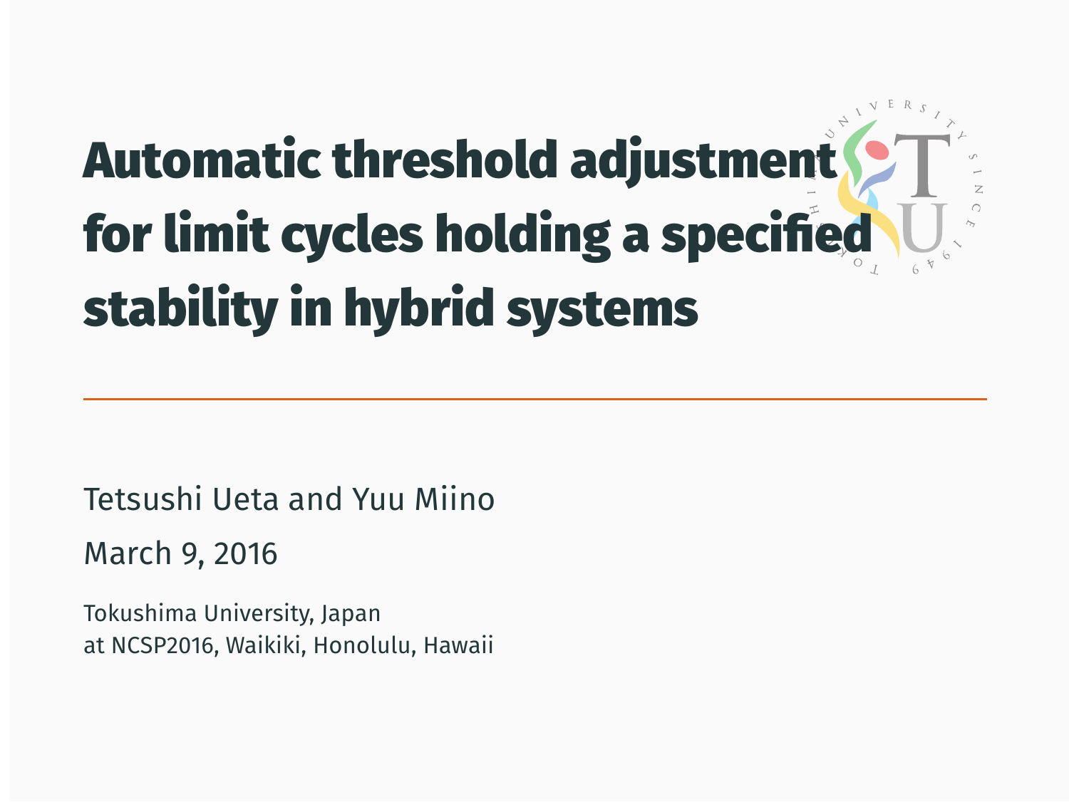# Automatic threshold adjustment for limit cycles holding a specified stability in hybrid systems

---

Tetsushi Ueta and Yuu Miino

March 9, 2016

Tokushima University, Japan
at NCSP2016, Waikiki, Honolulu, Hawaii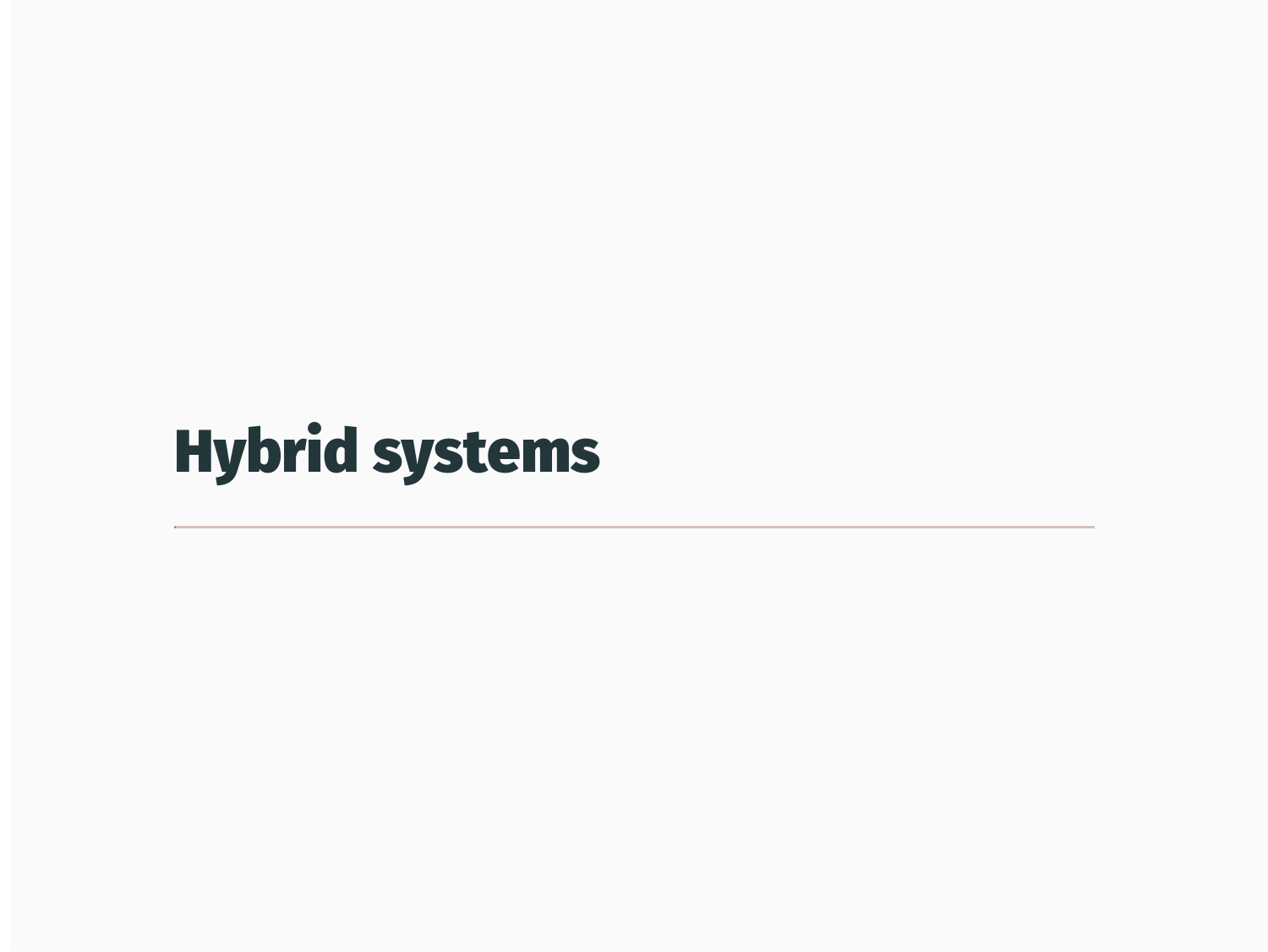# Hybrid systems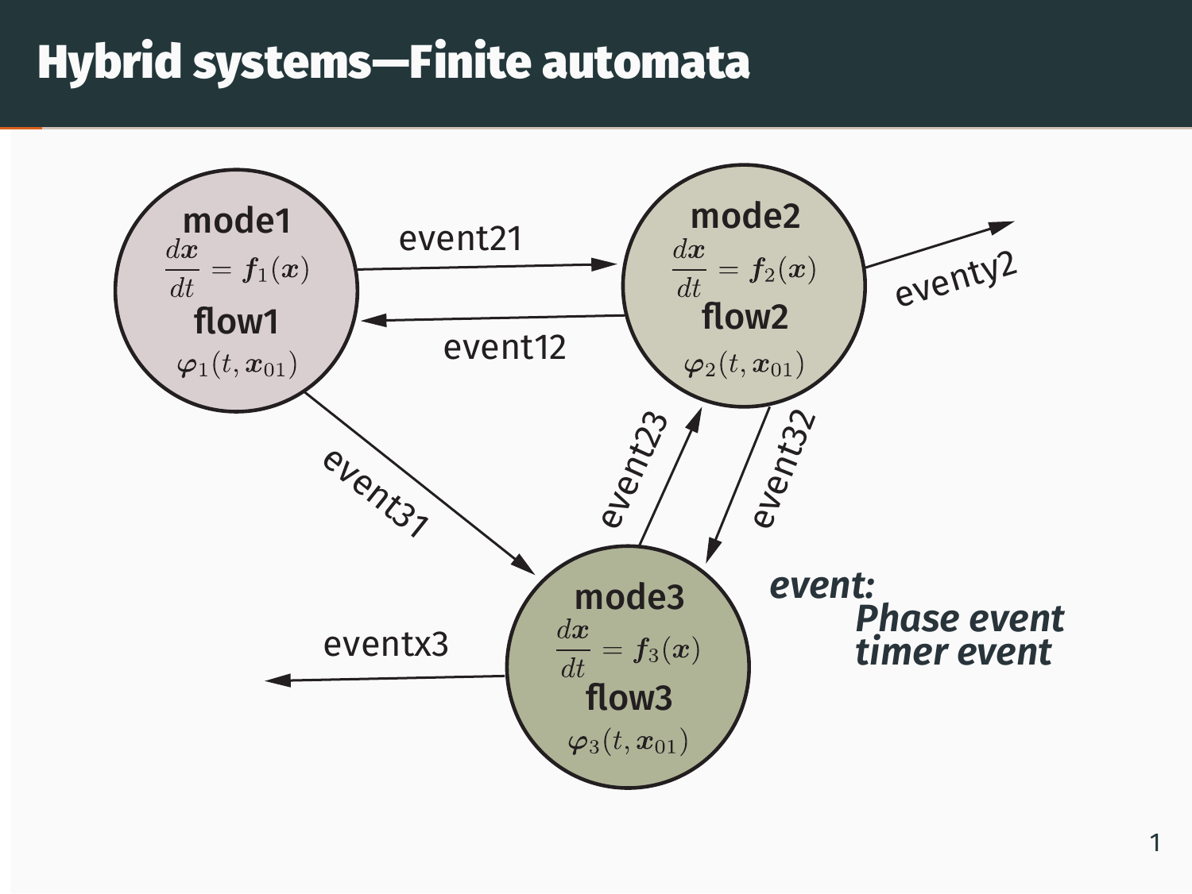# Hybrid systems—Finite automata

**mode1**

$$\frac{d\boldsymbol{x}}{dt} = \boldsymbol{f}_1(\boldsymbol{x})$$

**flow1**

$\boldsymbol{\varphi}_1(t, \boldsymbol{x}_{01})$

**mode2**

$$\frac{d\boldsymbol{x}}{dt} = \boldsymbol{f}_2(\boldsymbol{x})$$

**flow2**

$\boldsymbol{\varphi}_2(t, \boldsymbol{x}_{01})$

**mode3**

$$\frac{d\boldsymbol{x}}{dt} = \boldsymbol{f}_3(\boldsymbol{x})$$

**flow3**

$\boldsymbol{\varphi}_3(t, \boldsymbol{x}_{01})$

event21

event12

eventy2

event31

event23

event32

eventx3

***event:***

***Phase event***

***timer event***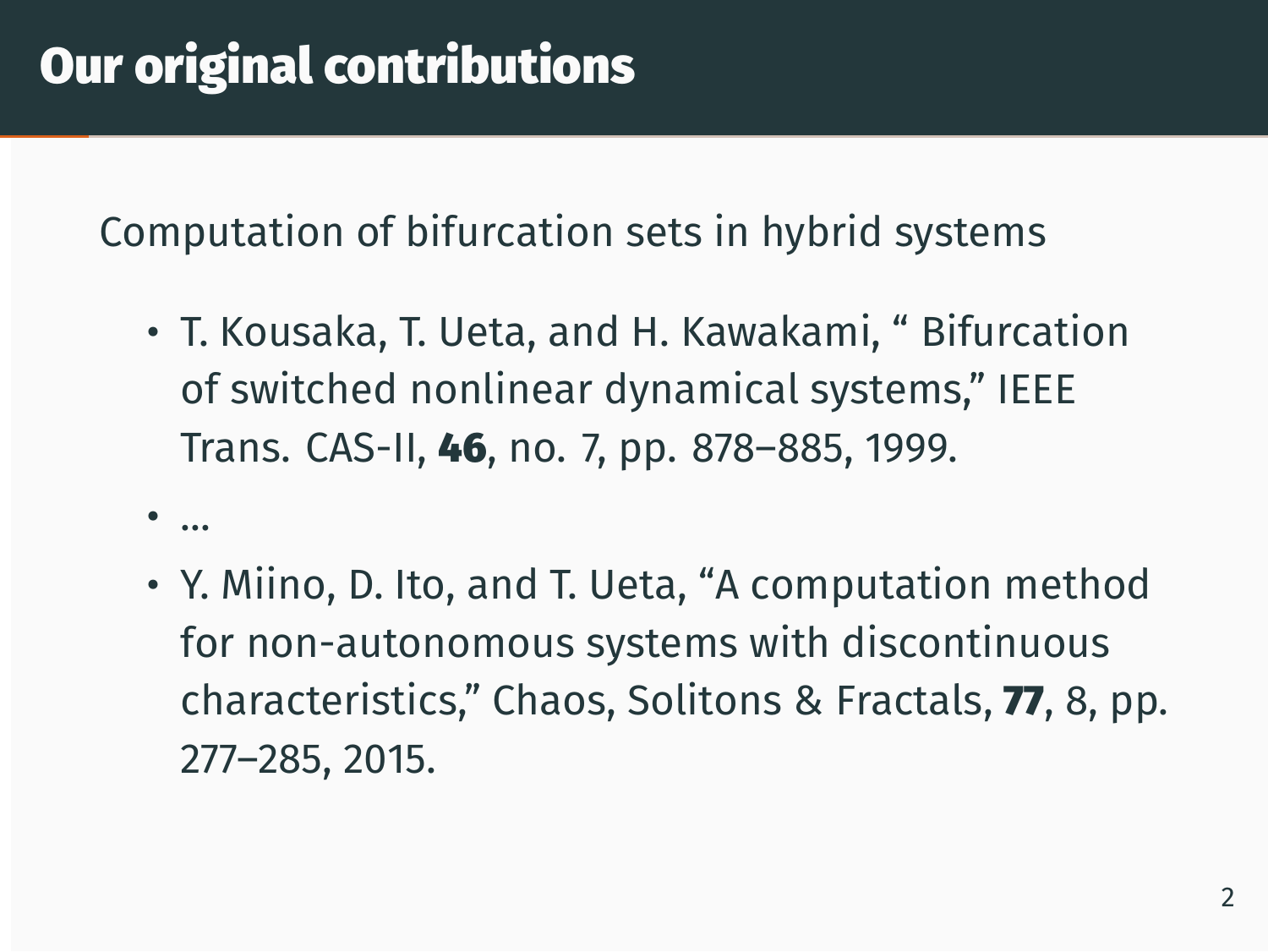# Our original contributions

Computation of bifurcation sets in hybrid systems

- T. Kousaka, T. Ueta, and H. Kawakami, " Bifurcation of switched nonlinear dynamical systems," IEEE Trans. CAS-II, **46**, no. 7, pp. 878–885, 1999.
- ...
- Y. Miino, D. Ito, and T. Ueta, "A computation method for non-autonomous systems with discontinuous characteristics," Chaos, Solitons & Fractals, **77**, 8, pp. 277–285, 2015.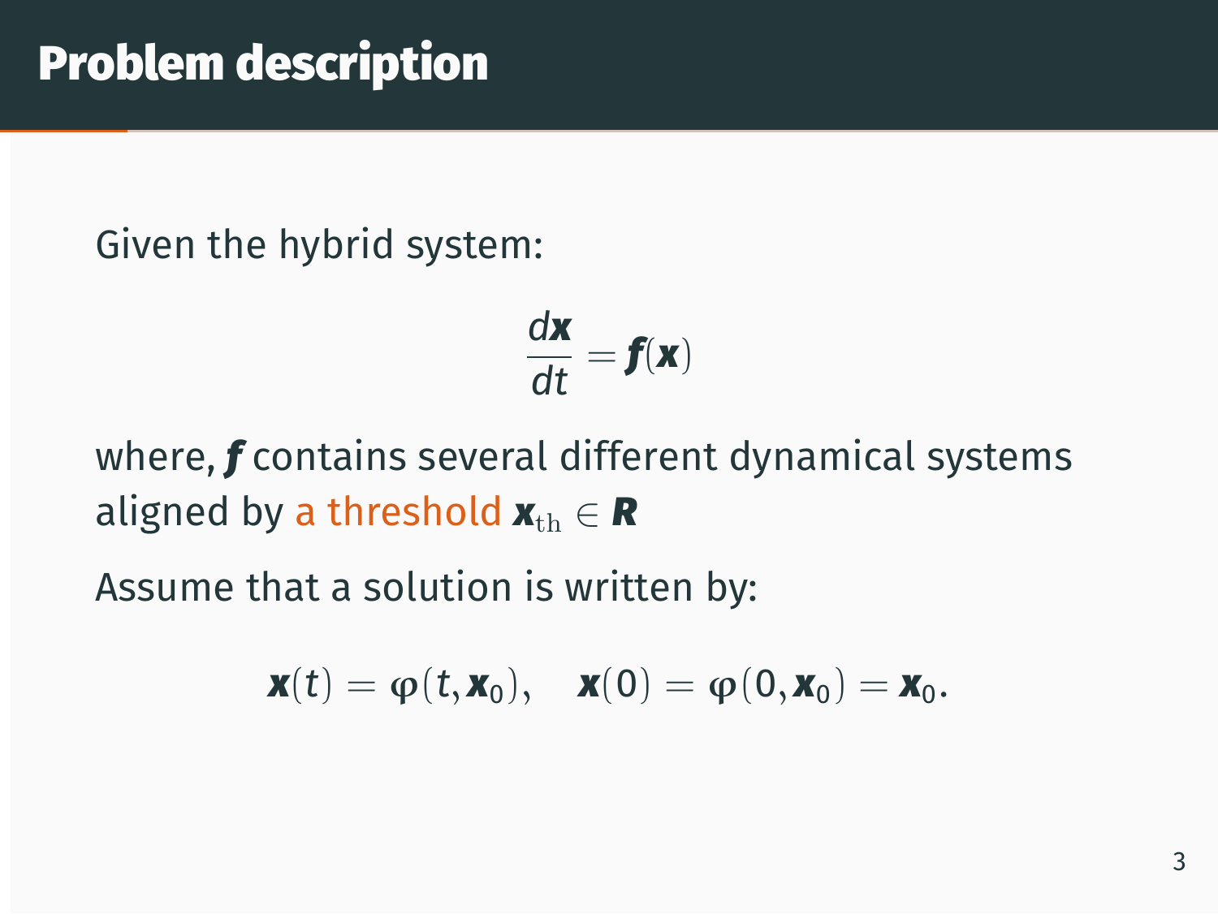# Problem description

Given the hybrid system:

$$\frac{d\boldsymbol{x}}{dt} = \boldsymbol{f}(\boldsymbol{x})$$

where, $\boldsymbol{f}$ contains several different dynamical systems aligned by a threshold $\boldsymbol{x}_{\mathrm{th}} \in \boldsymbol{R}$

Assume that a solution is written by:

$$\boldsymbol{x}(t) = \varphi(t, \boldsymbol{x}_0), \quad \boldsymbol{x}(0) = \varphi(0, \boldsymbol{x}_0) = \boldsymbol{x}_0.$$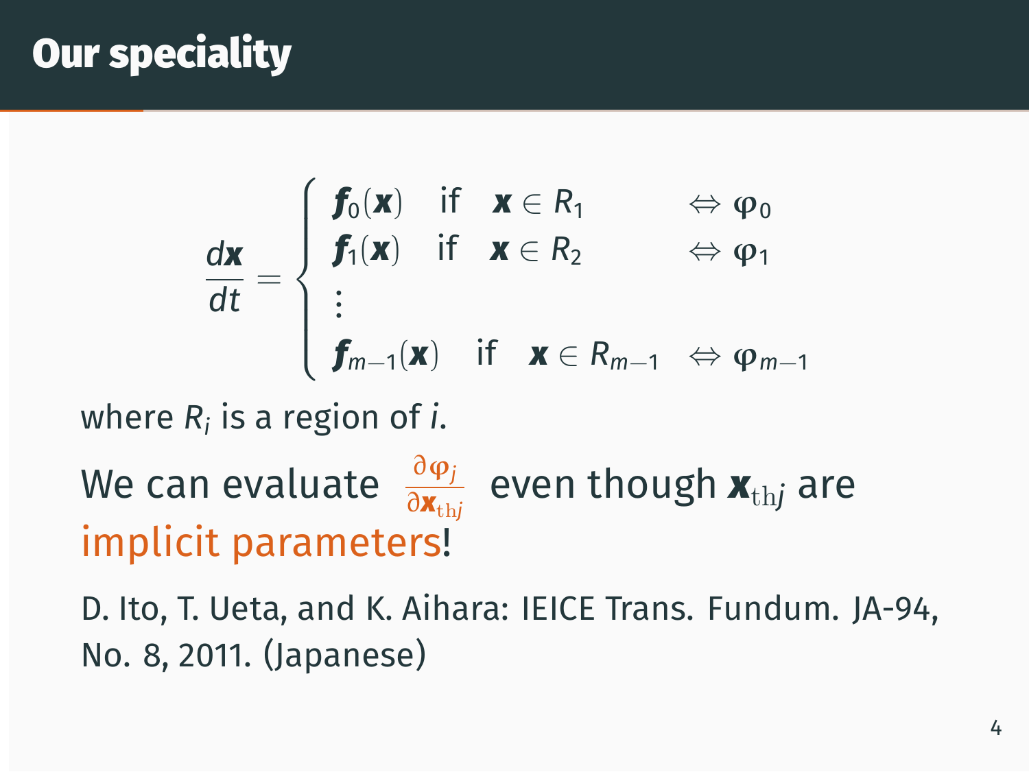# Our speciality

$$
\frac{d\boldsymbol{x}}{dt} = \begin{cases} \boldsymbol{f}_0(\boldsymbol{x}) & \text{if} \quad \boldsymbol{x} \in R_1 & \Leftrightarrow \varphi_0 \\ \boldsymbol{f}_1(\boldsymbol{x}) & \text{if} \quad \boldsymbol{x} \in R_2 & \Leftrightarrow \varphi_1 \\ \vdots & & \\ \boldsymbol{f}_{m-1}(\boldsymbol{x}) & \text{if} \quad \boldsymbol{x} \in R_{m-1} & \Leftrightarrow \varphi_{m-1} \end{cases}
$$

where $R_i$ is a region of $i$.

We can evaluate $\frac{\partial \varphi_j}{\partial \boldsymbol{x}_{\mathrm{th}j}}$ even though $\boldsymbol{x}_{\mathrm{th}j}$ are implicit parameters!

D. Ito, T. Ueta, and K. Aihara: IEICE Trans. Fundum. JA-94, No. 8, 2011. (Japanese)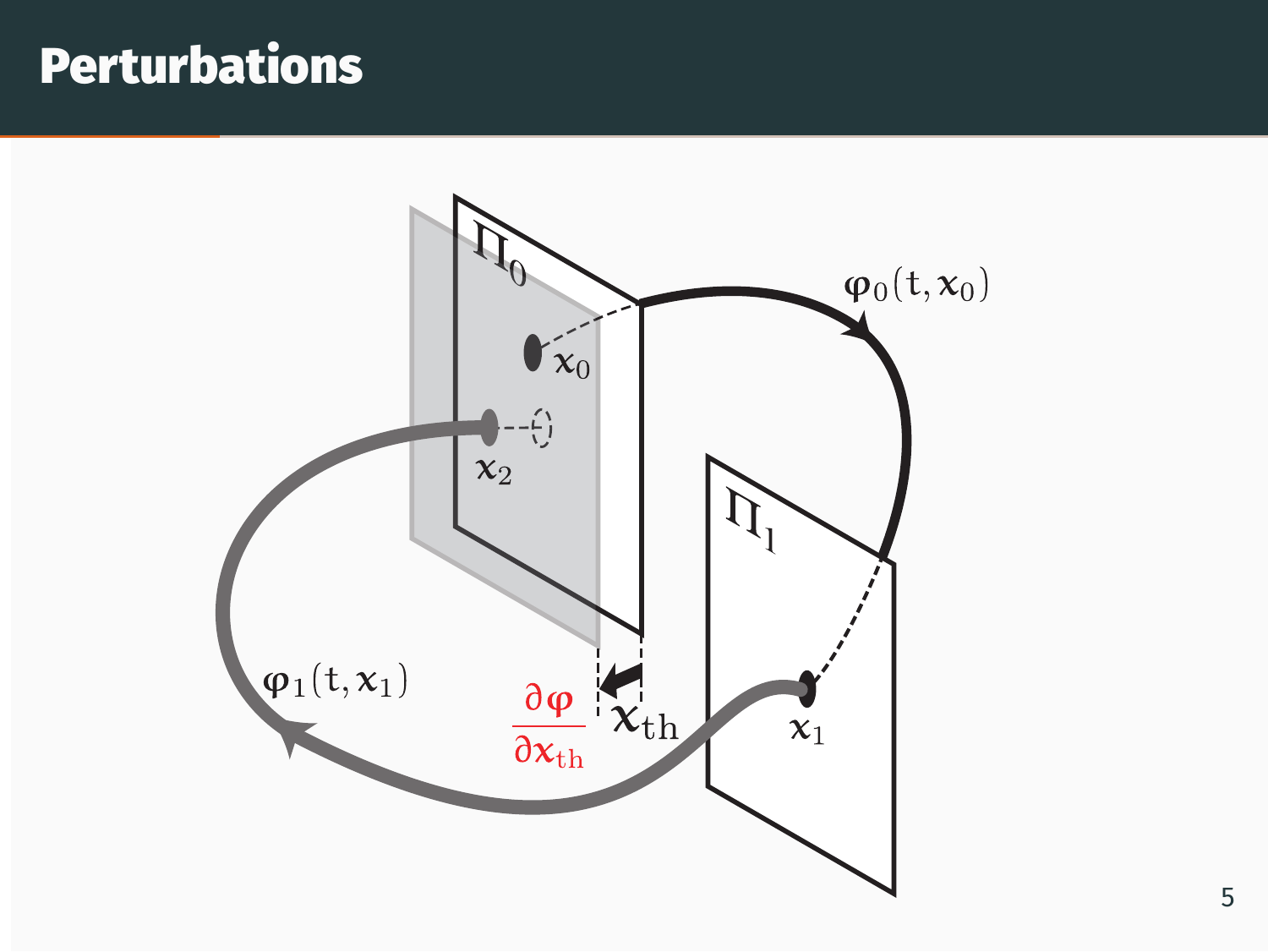# Perturbations

$\Pi_0$

$x_0$

$x_2$

$\varphi_0(t, x_0)$

$\Pi_1$

$x_1$

$\varphi_1(t, x_1)$

$\frac{\partial \varphi}{\partial x_{th}}$

$x_{th}$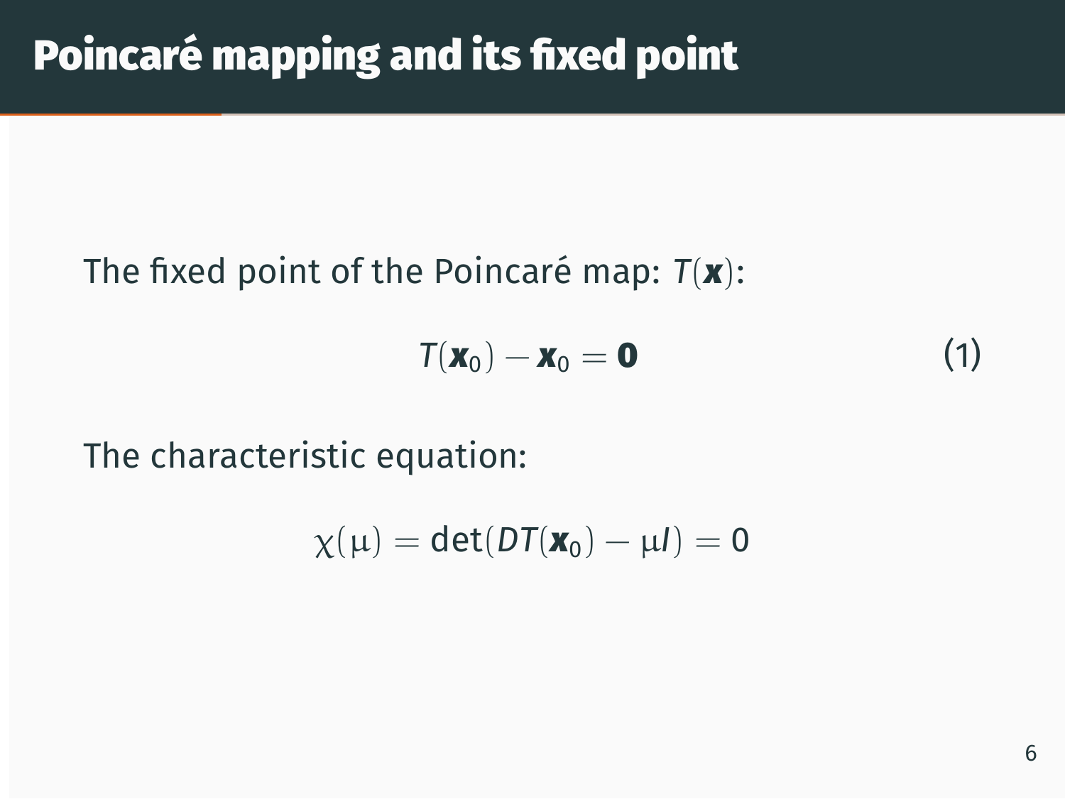# Poincaré mapping and its fixed point

The fixed point of the Poincaré map: $T(\boldsymbol{x})$:

$$T(\boldsymbol{x}_0) - \boldsymbol{x}_0 = \boldsymbol{0} \tag{1}$$

The characteristic equation:

$$\chi(\mu) = \det(DT(\boldsymbol{x}_0) - \mu I) = 0$$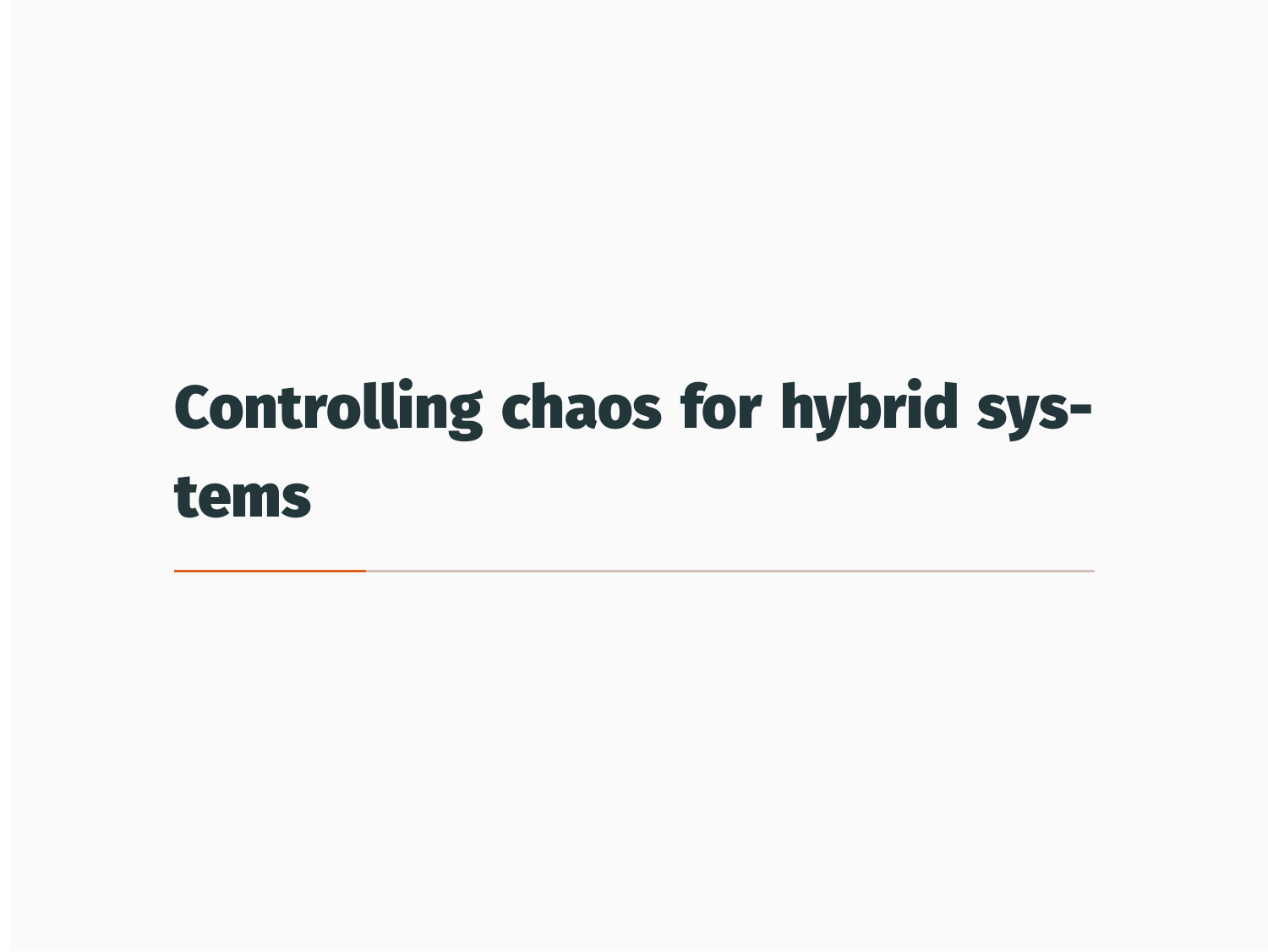# Controlling chaos for hybrid systems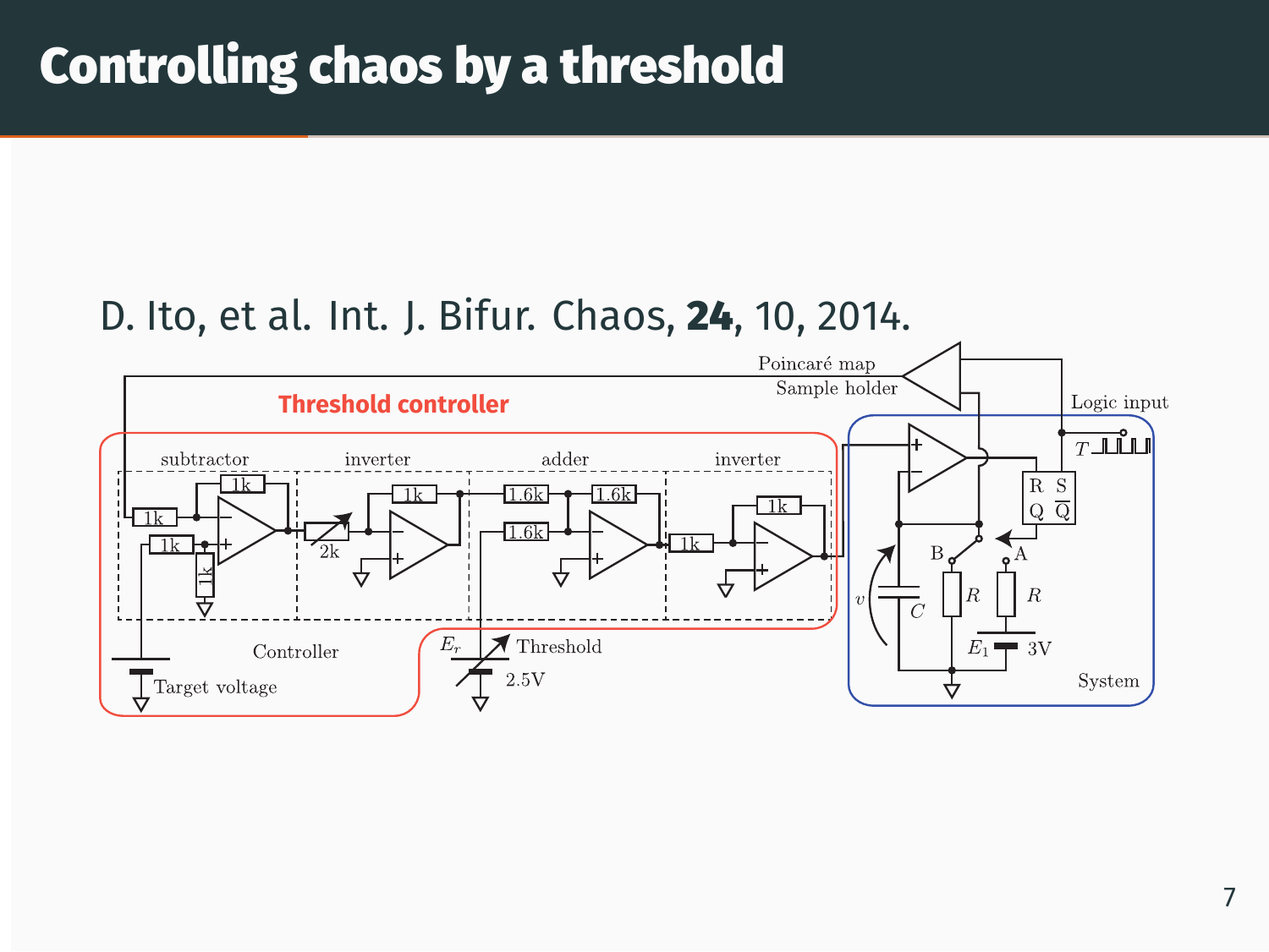# Controlling chaos by a threshold

D. Ito, et al. Int. J. Bifur. Chaos, **24**, 10, 2014.

Threshold controller

Poincaré map

Sample holder

Logic input

subtractor

inverter

adder

inverter

1k

1k

1k

1k

2k

1k

1.6k

1.6k

1.6k

1k

1k

$T$

R S

Q $\overline{\text{Q}}$

B

A

$v$

$C$

$R$

$R$

$E_1$

3V

System

Controller

Target voltage

$E_r$

Threshold

2.5V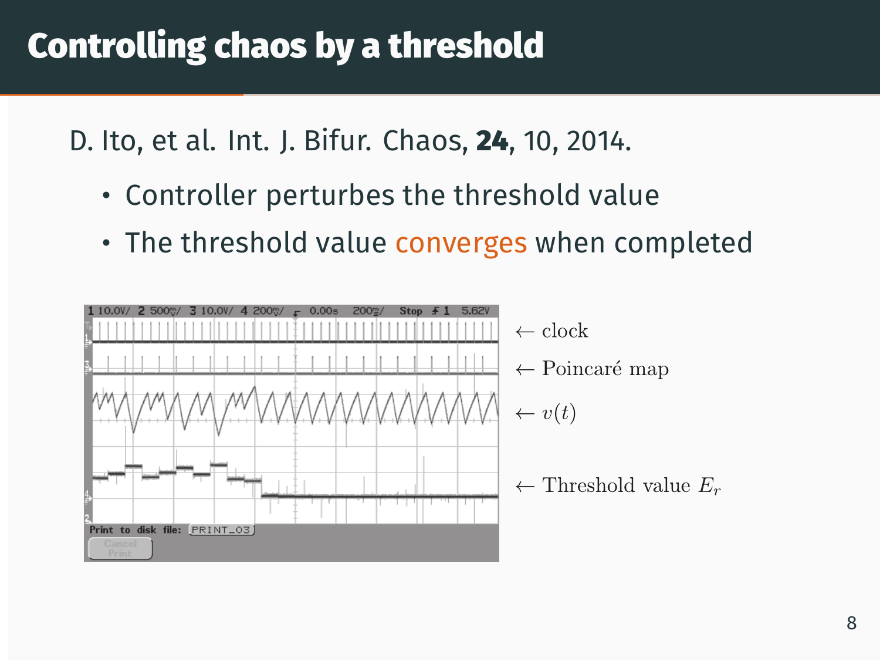# Controlling chaos by a threshold

D. Ito, et al. Int. J. Bifur. Chaos, **24**, 10, 2014.

- Controller perturbes the threshold value
- The threshold value converges when completed

← clock

← Poincaré map

← $v(t)$

← Threshold value $E_r$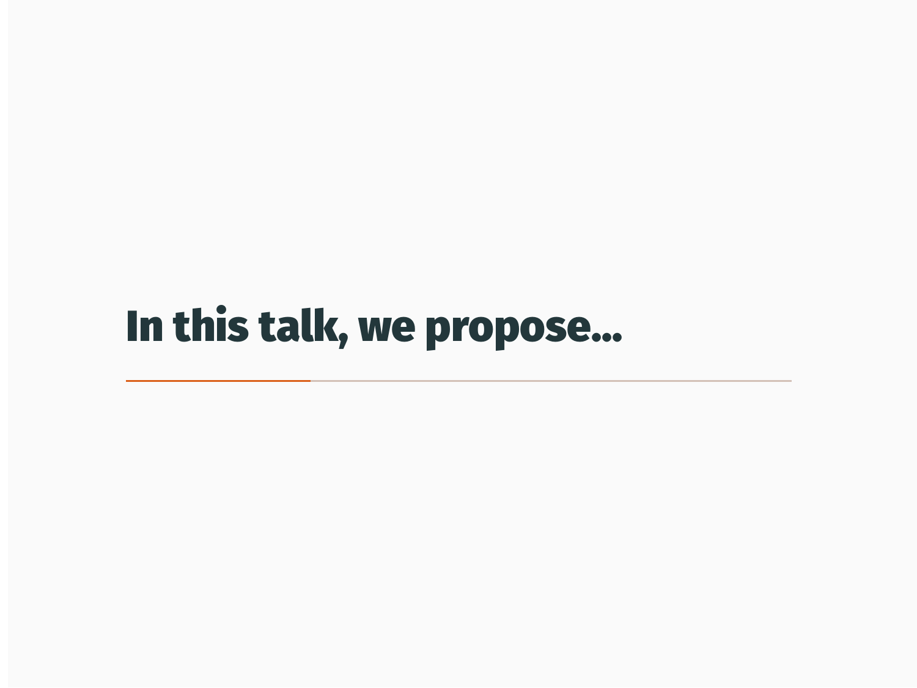# In this talk, we propose...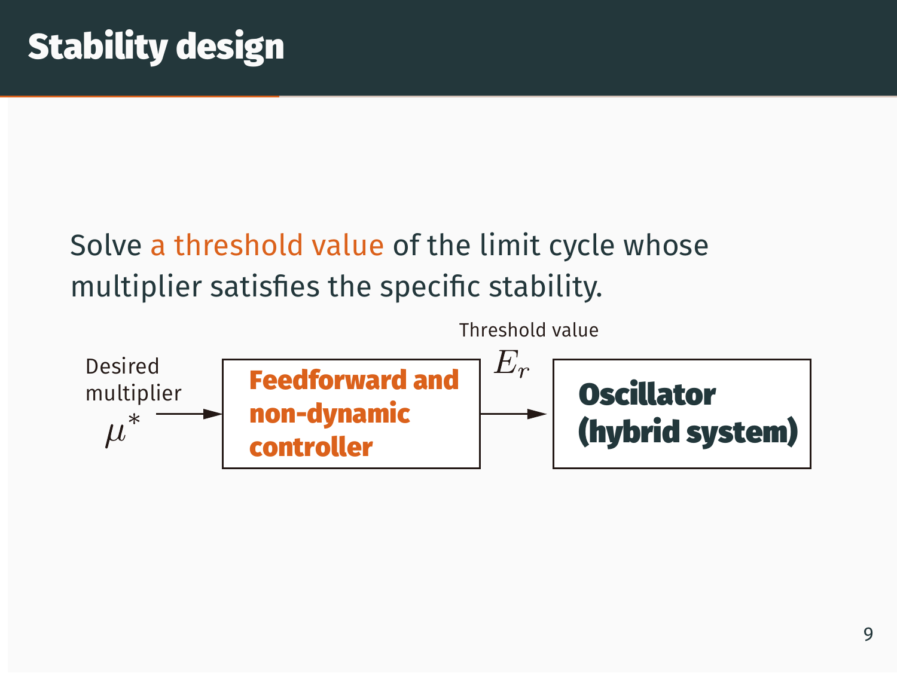# Stability design

Solve a threshold value of the limit cycle whose multiplier satisfies the specific stability.

Desired multiplier $\mu^*$ → **Feedforward and non-dynamic controller** → Threshold value $E_r$ → **Oscillator (hybrid system)**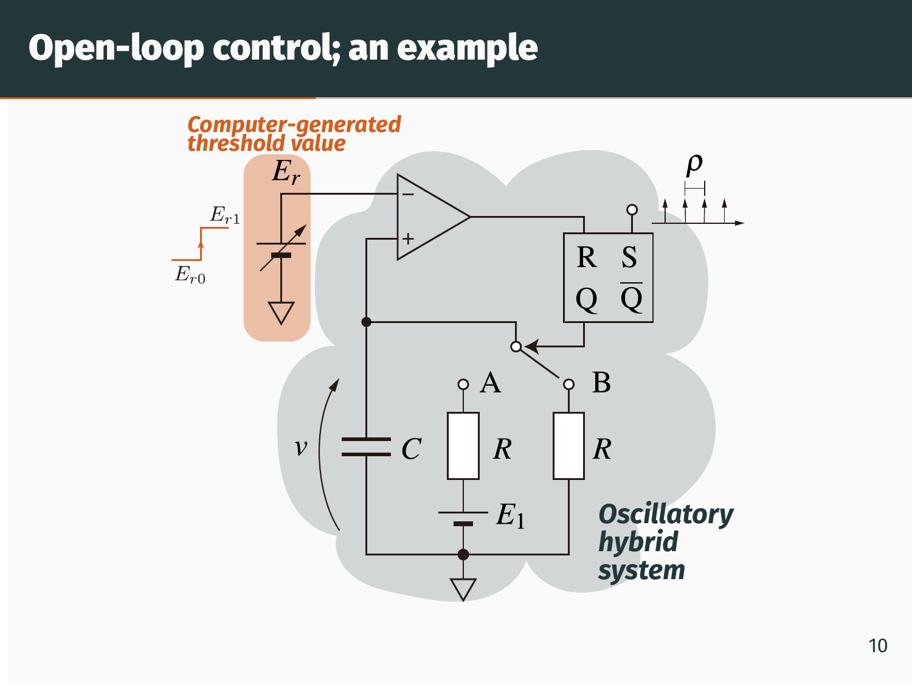# Open-loop control; an example

*Computer-generated threshold value*

$E_r$

$E_{r1}$

$E_{r0}$

$\rho$

R S

Q $\overline{\text{Q}}$

A

B

$v$

$C$

$R$

$R$

$E_1$

*Oscillatory hybrid system*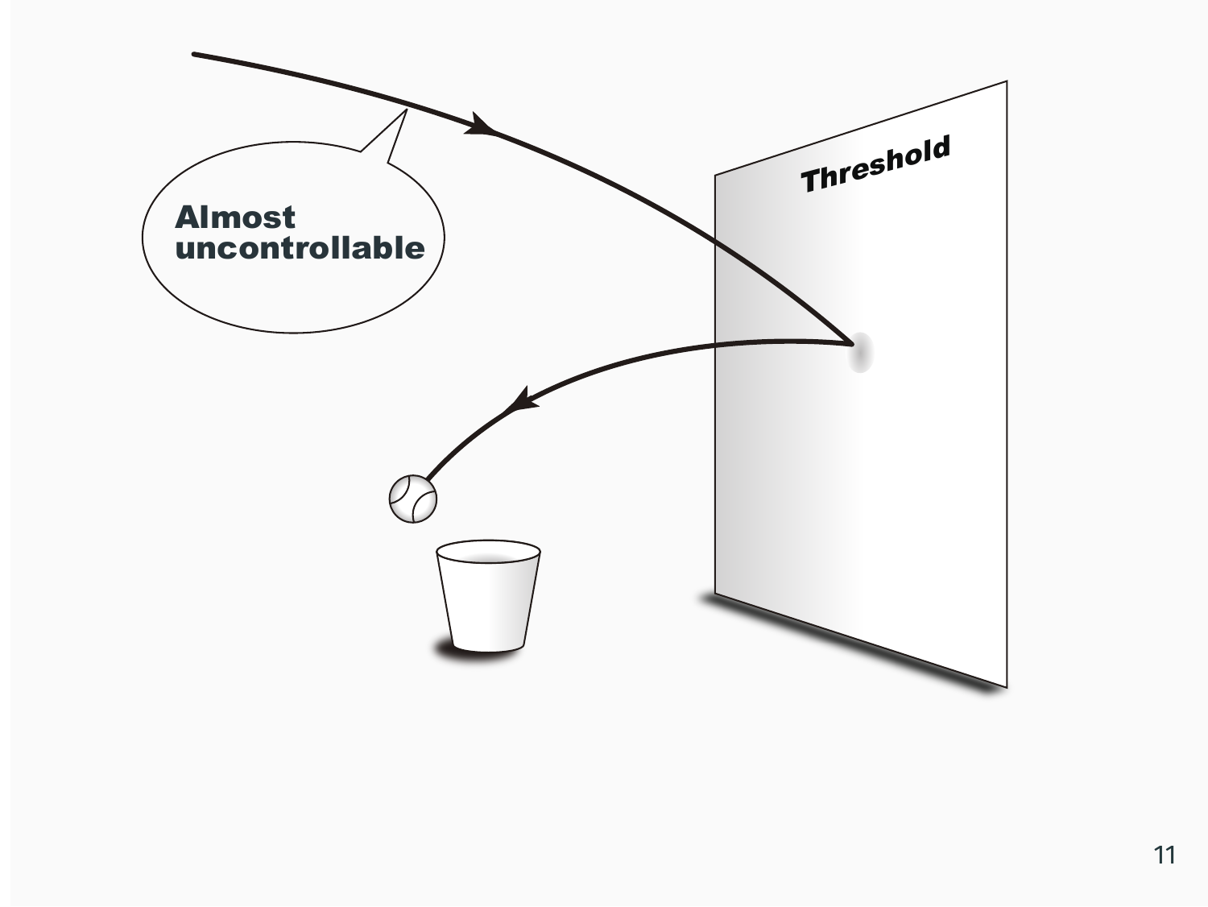Almost uncontrollable

Threshold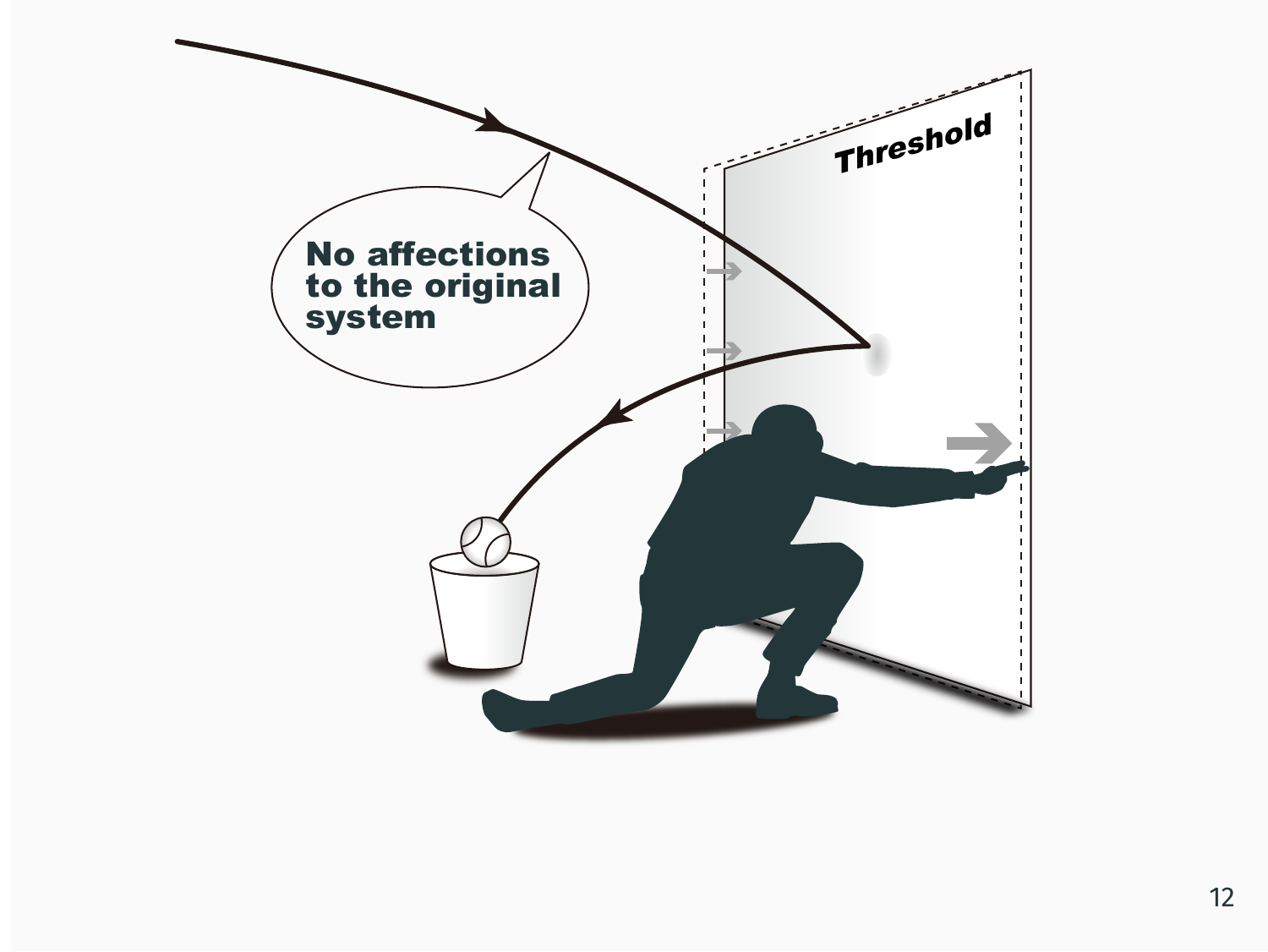Threshold

No affections to the original system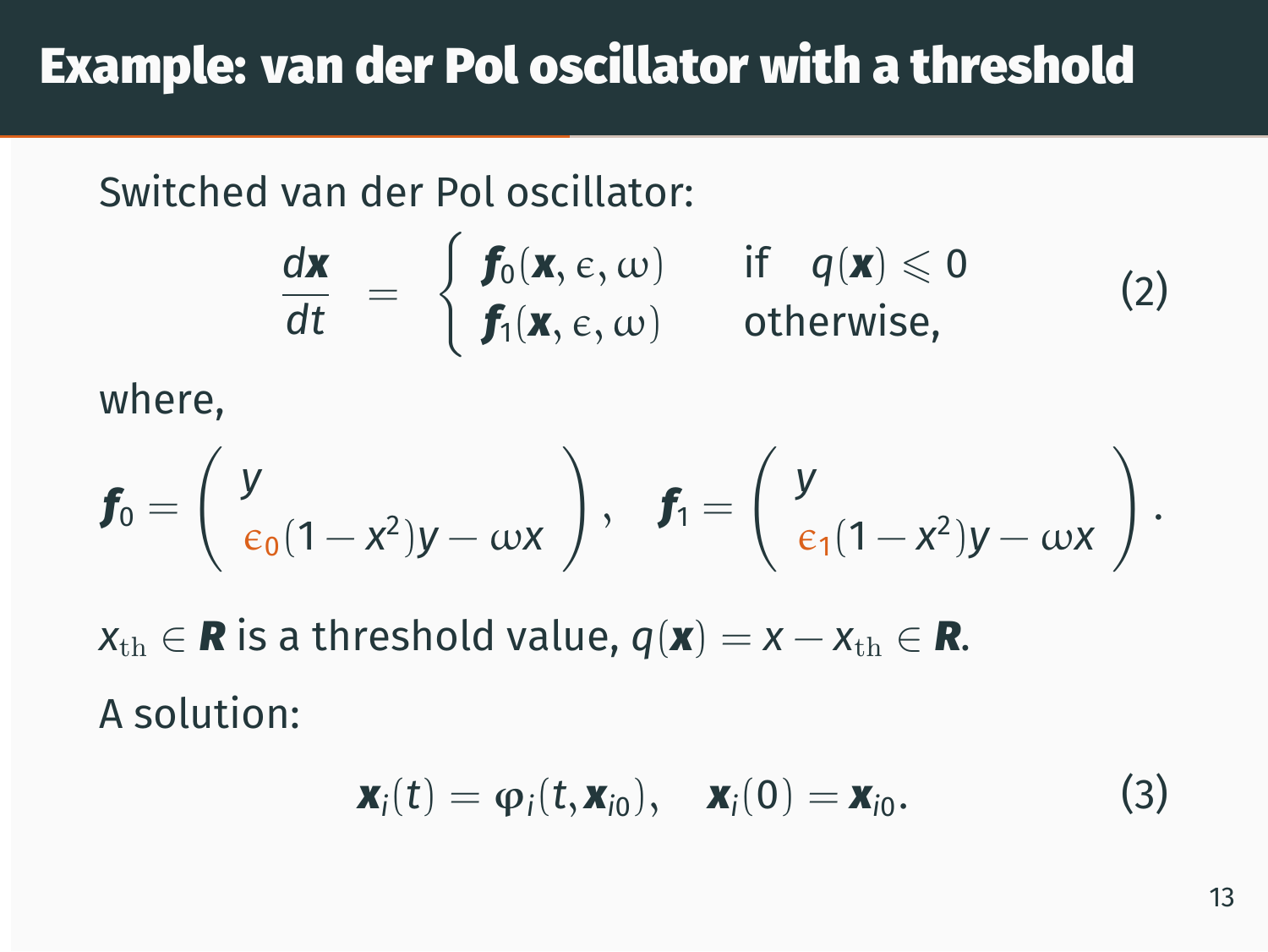# Example: van der Pol oscillator with a threshold

Switched van der Pol oscillator:

$$\frac{d\boldsymbol{x}}{dt} = \begin{cases} \boldsymbol{f}_0(\boldsymbol{x}, \epsilon, \omega) & \text{if} \quad q(\boldsymbol{x}) \leqslant 0 \\ \boldsymbol{f}_1(\boldsymbol{x}, \epsilon, \omega) & \text{otherwise,} \end{cases} \tag{2}$$

where,

$$\boldsymbol{f}_0 = \begin{pmatrix} y \\ \epsilon_0(1 - x^2)y - \omega x \end{pmatrix}, \quad \boldsymbol{f}_1 = \begin{pmatrix} y \\ \epsilon_1(1 - x^2)y - \omega x \end{pmatrix}.$$

$x_{\mathrm{th}} \in \boldsymbol{R}$ is a threshold value, $q(\boldsymbol{x}) = x - x_{\mathrm{th}} \in \boldsymbol{R}$.

A solution:

$$\boldsymbol{x}_i(t) = \varphi_i(t, \boldsymbol{x}_{i0}), \quad \boldsymbol{x}_i(0) = \boldsymbol{x}_{i0}. \tag{3}$$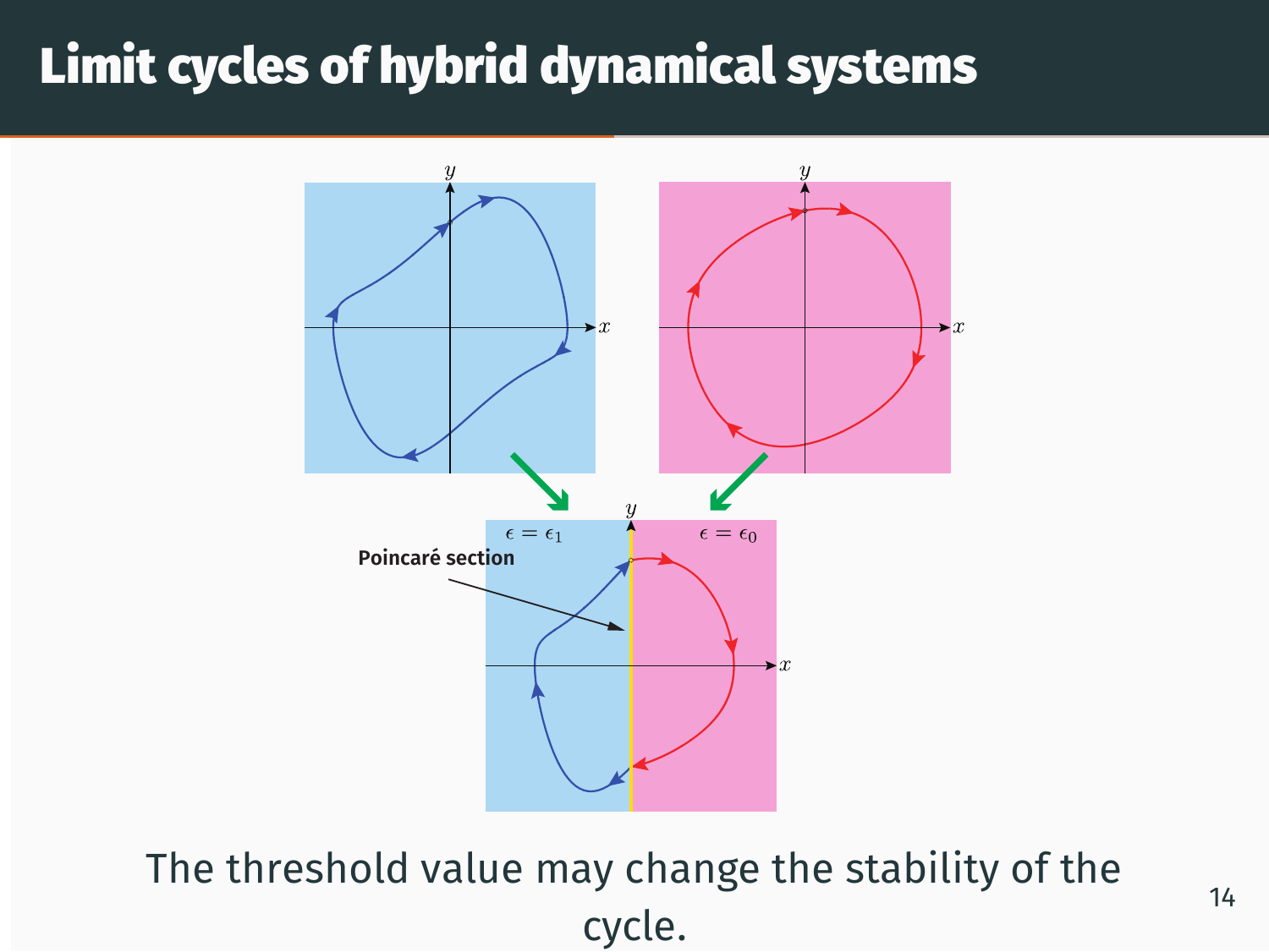# Limit cycles of hybrid dynamical systems

The threshold value may change the stability of the cycle.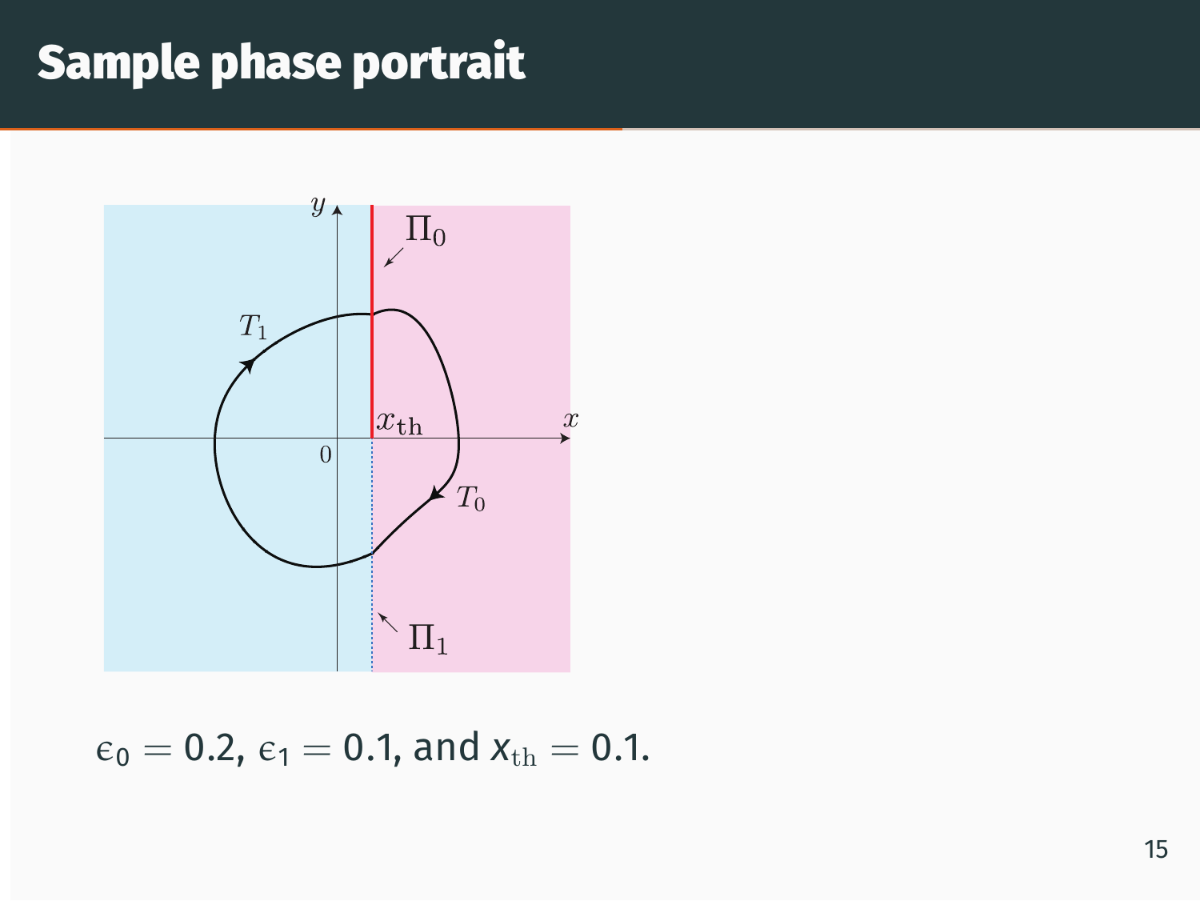# Sample phase portrait

$\epsilon_0 = 0.2$, $\epsilon_1 = 0.1$, and $x_{\text{th}} = 0.1$.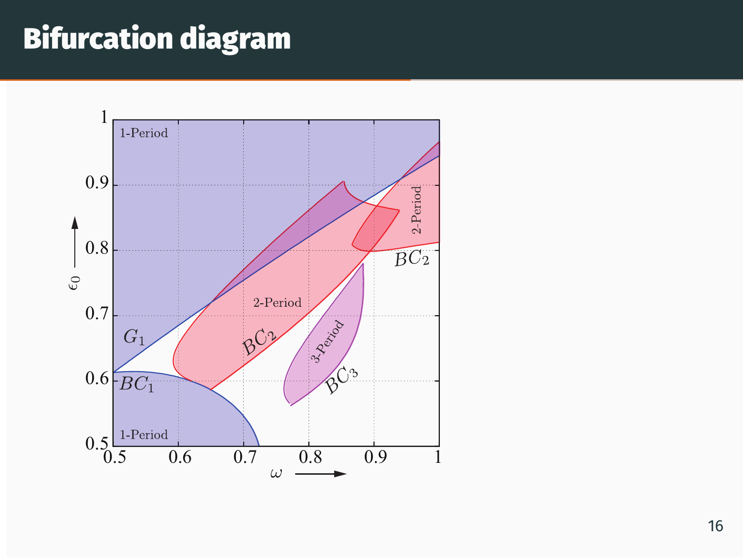# Bifurcation diagram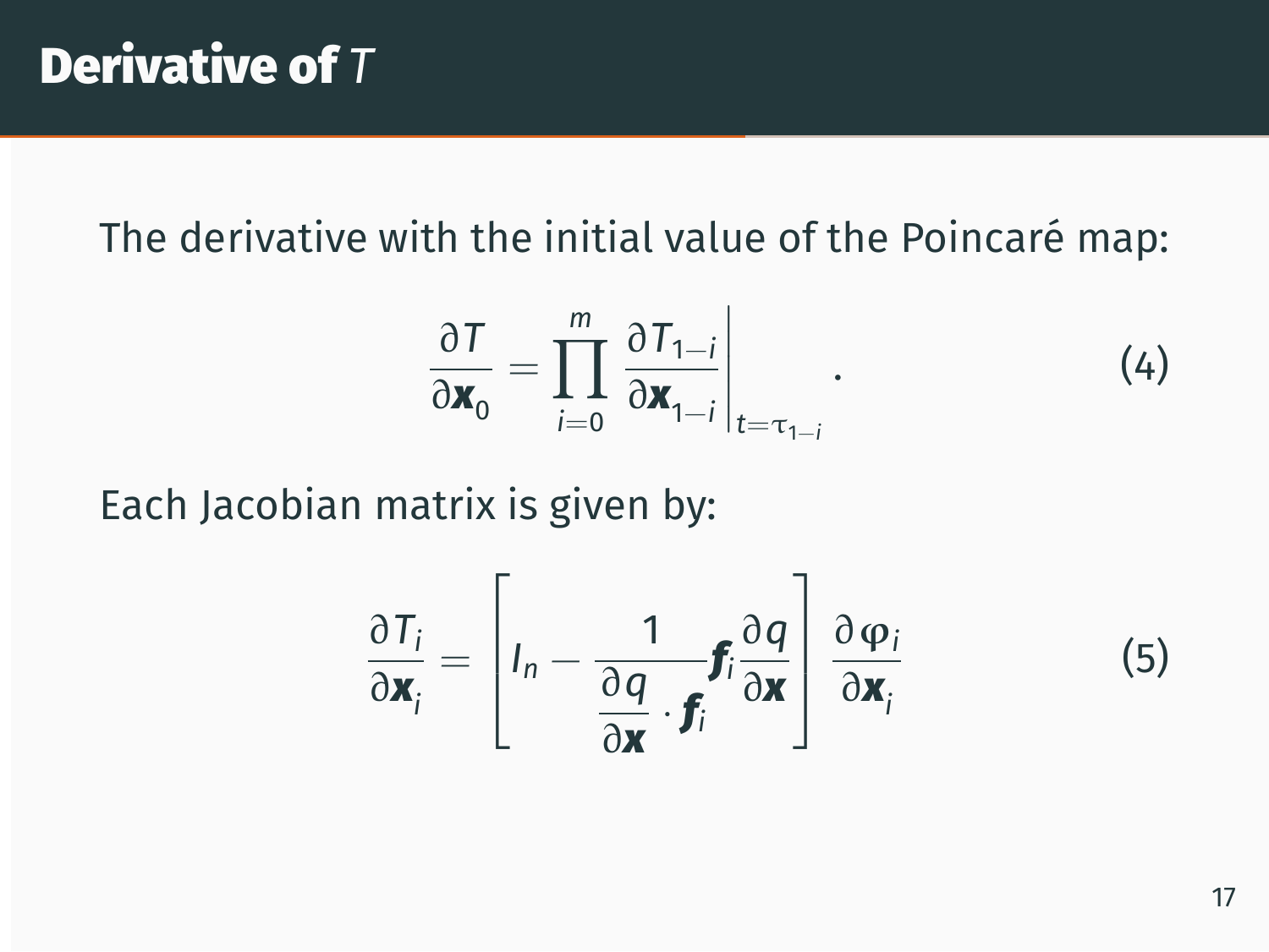# Derivative of $T$

The derivative with the initial value of the Poincaré map:

$$\frac{\partial T}{\partial \boldsymbol{x}_0} = \prod_{i=0}^{m} \left. \frac{\partial T_{1-i}}{\partial \boldsymbol{x}_{1-i}} \right|_{t=\tau_{1-i}} . \tag{4}$$

Each Jacobian matrix is given by:

$$\frac{\partial T_i}{\partial \boldsymbol{x}_i} = \left[ I_n - \frac{1}{\dfrac{\partial q}{\partial \boldsymbol{x}} \cdot \boldsymbol{f}_i} \boldsymbol{f}_i \frac{\partial q}{\partial \boldsymbol{x}} \right] \frac{\partial \varphi_i}{\partial \boldsymbol{x}_i} \tag{5}$$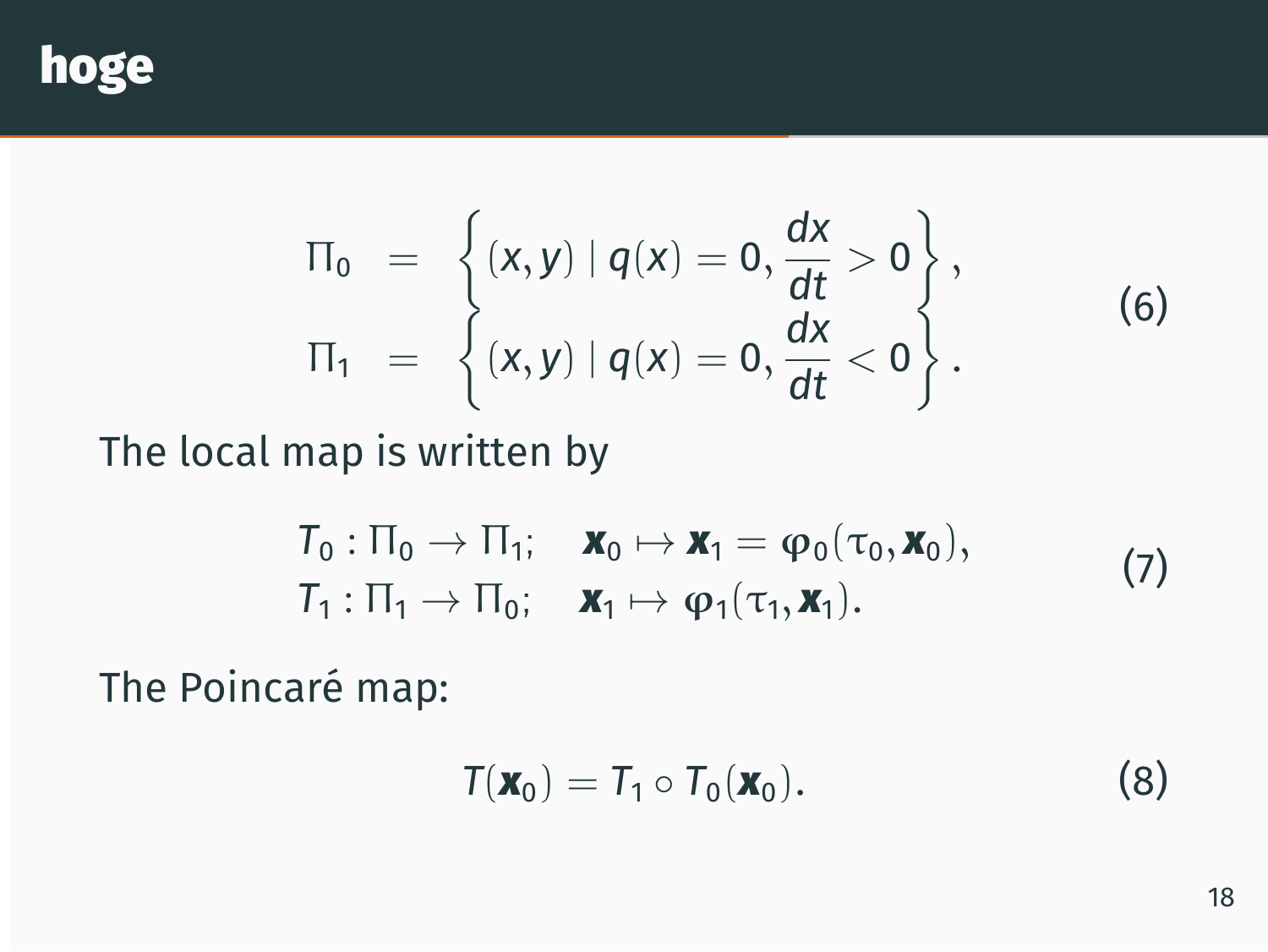# hoge

$$
\begin{aligned}
\Pi_0 &= \left\{ (x, y) \mid q(x) = 0, \frac{dx}{dt} > 0 \right\}, \\
\Pi_1 &= \left\{ (x, y) \mid q(x) = 0, \frac{dx}{dt} < 0 \right\}.
\end{aligned} \tag{6}
$$

The local map is written by

$$
\begin{aligned}
&T_0 : \Pi_0 \to \Pi_1; \quad \boldsymbol{x}_0 \mapsto \boldsymbol{x}_1 = \varphi_0(\tau_0, \boldsymbol{x}_0), \\
&T_1 : \Pi_1 \to \Pi_0; \quad \boldsymbol{x}_1 \mapsto \varphi_1(\tau_1, \boldsymbol{x}_1).
\end{aligned} \tag{7}
$$

The Poincaré map:

$$
T(\boldsymbol{x}_0) = T_1 \circ T_0(\boldsymbol{x}_0). \tag{8}
$$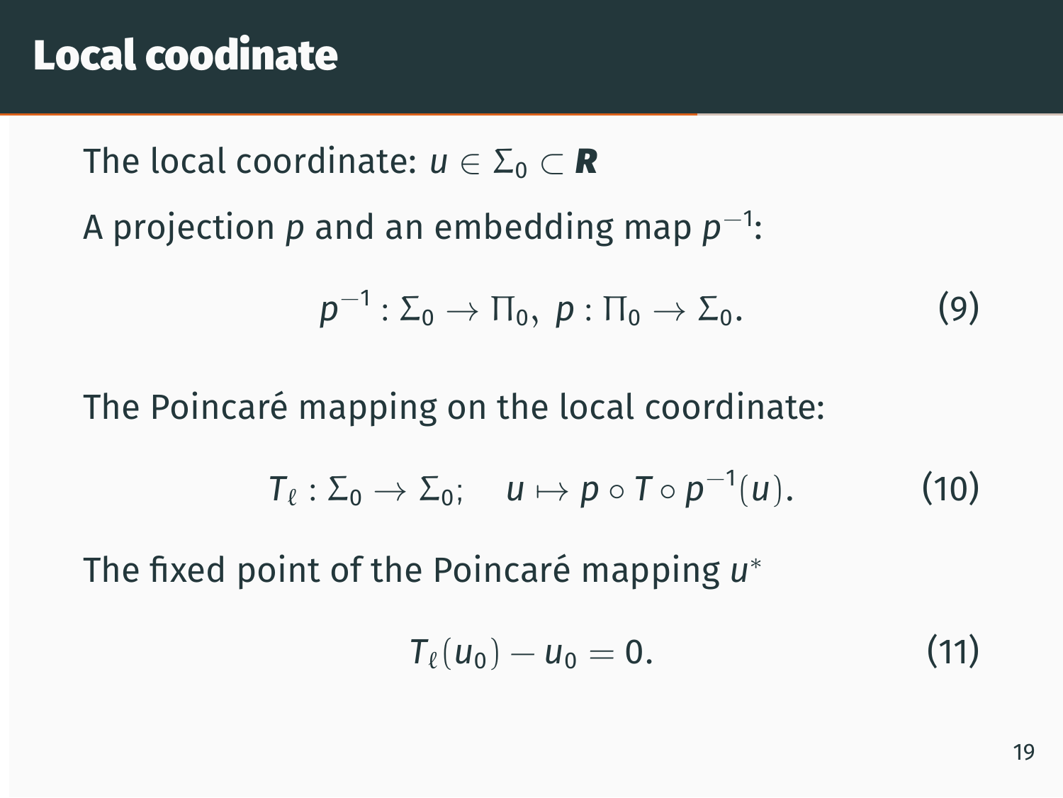# Local coodinate

The local coordinate: $u \in \Sigma_0 \subset \boldsymbol{R}$

A projection $p$ and an embedding map $p^{-1}$:

$$p^{-1} : \Sigma_0 \to \Pi_0, \; p : \Pi_0 \to \Sigma_0. \tag{9}$$

The Poincaré mapping on the local coordinate:

$$T_\ell : \Sigma_0 \to \Sigma_0; \quad u \mapsto p \circ T \circ p^{-1}(u). \tag{10}$$

The fixed point of the Poincaré mapping $u^*$

$$T_\ell(u_0) - u_0 = 0. \tag{11}$$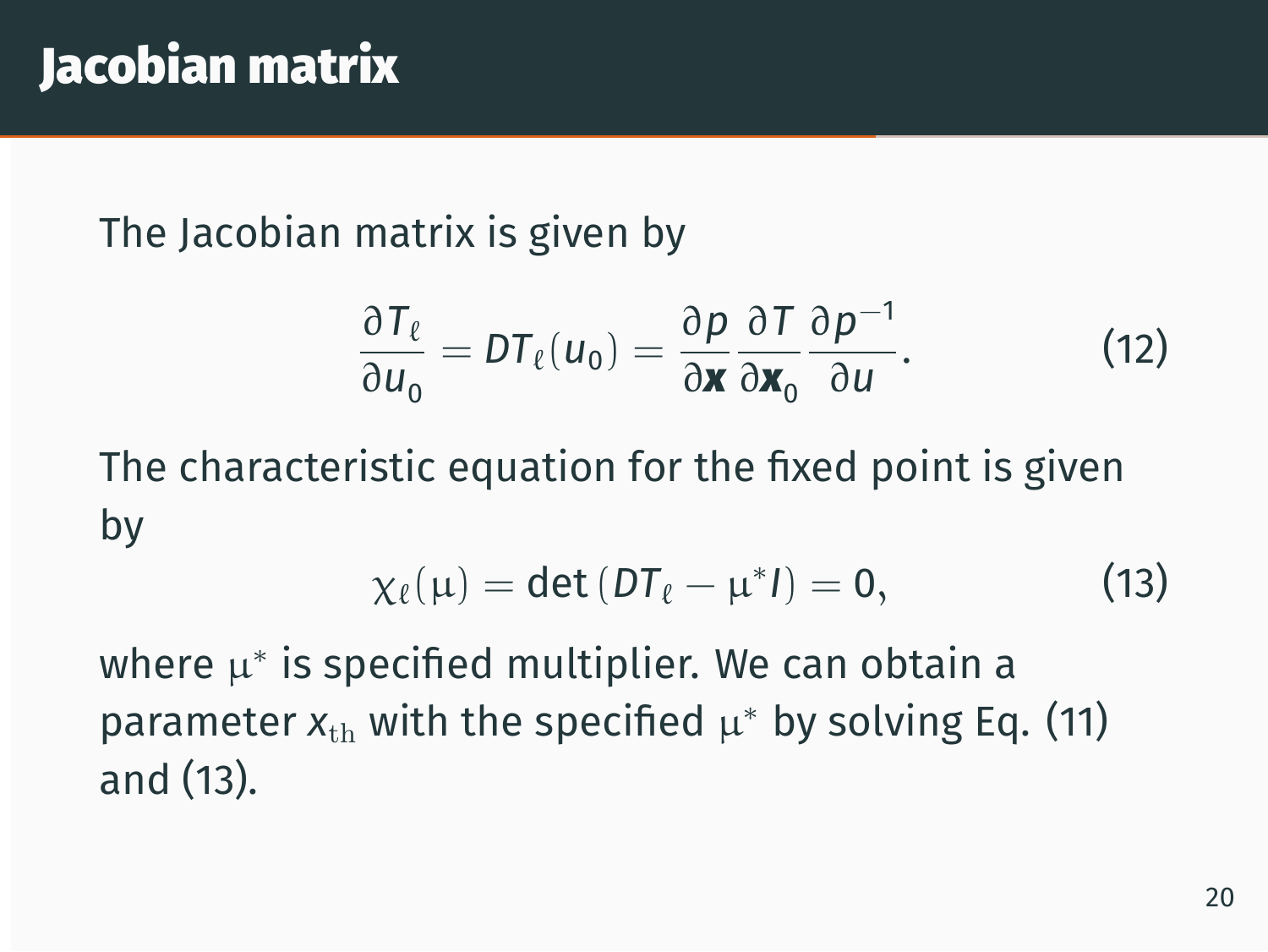# Jacobian matrix

The Jacobian matrix is given by

$$\frac{\partial T_\ell}{\partial u_0} = DT_\ell(u_0) = \frac{\partial p}{\partial \boldsymbol{x}} \frac{\partial T}{\partial \boldsymbol{x}_0} \frac{\partial p^{-1}}{\partial u}. \tag{12}$$

The characteristic equation for the fixed point is given by

$$\chi_\ell(\mu) = \det\left(DT_\ell - \mu^* I\right) = 0, \tag{13}$$

where $\mu^*$ is specified multiplier. We can obtain a parameter $x_{\mathrm{th}}$ with the specified $\mu^*$ by solving Eq. (11) and (13).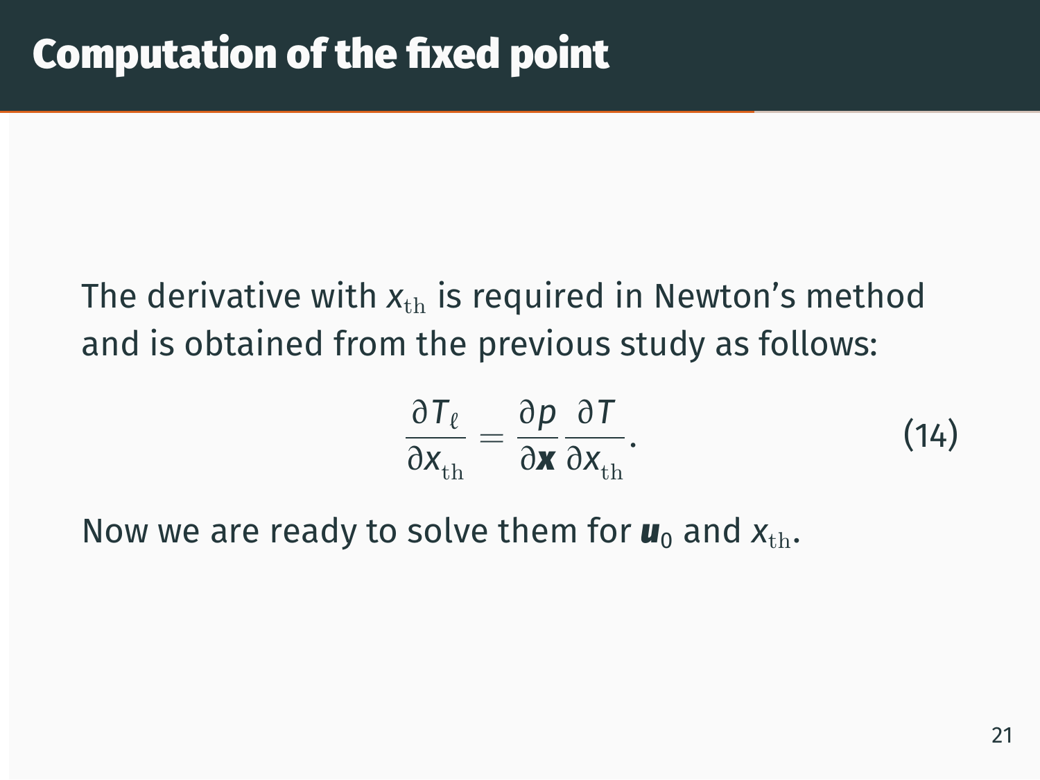# Computation of the fixed point

The derivative with $x_{\mathrm{th}}$ is required in Newton's method and is obtained from the previous study as follows:

$$\frac{\partial T_\ell}{\partial x_{\mathrm{th}}} = \frac{\partial p}{\partial \boldsymbol{x}} \frac{\partial T}{\partial x_{\mathrm{th}}}. \tag{14}$$

Now we are ready to solve them for $\boldsymbol{u}_0$ and $x_{\mathrm{th}}$.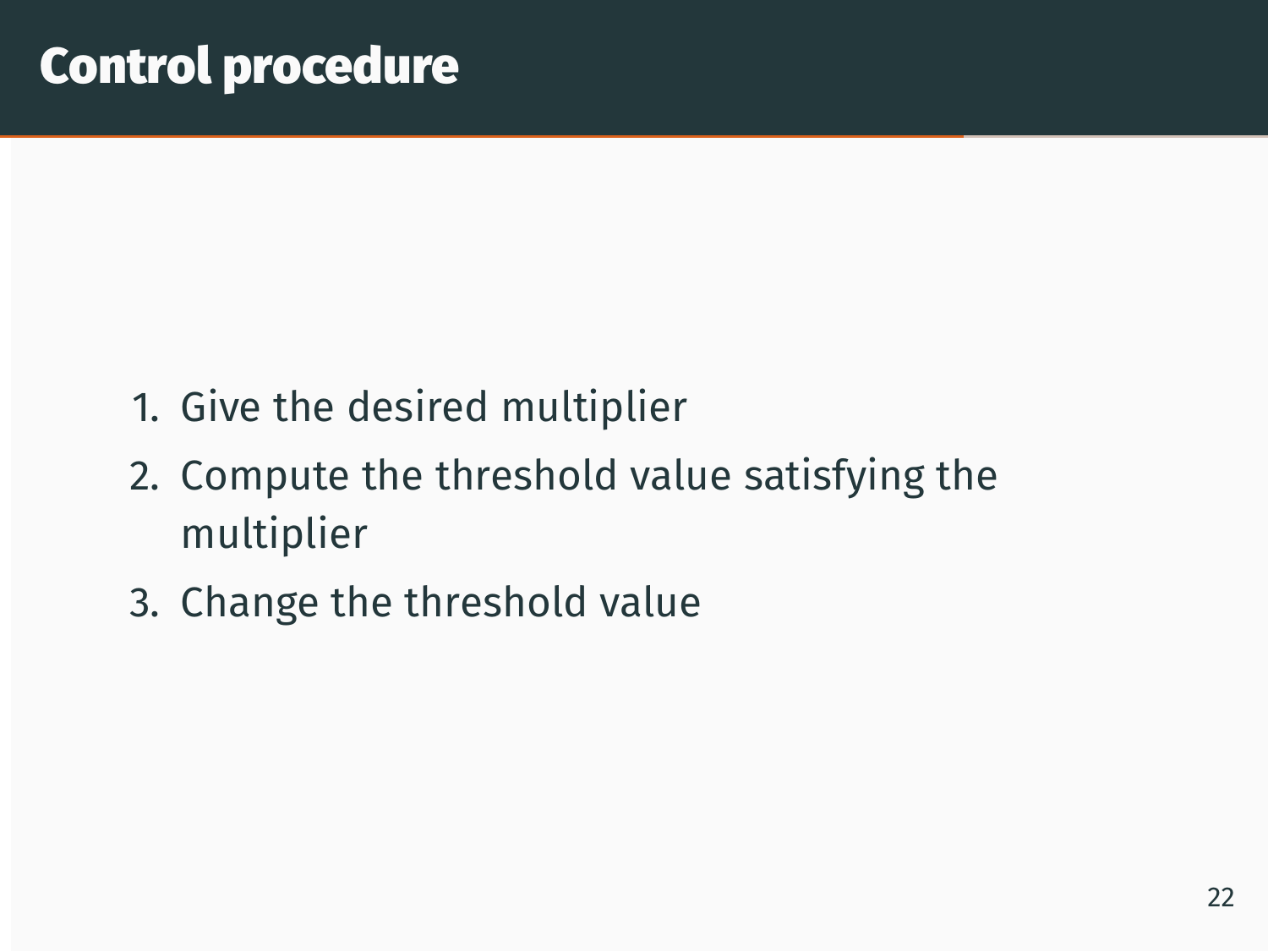# Control procedure

1. Give the desired multiplier
2. Compute the threshold value satisfying the multiplier
3. Change the threshold value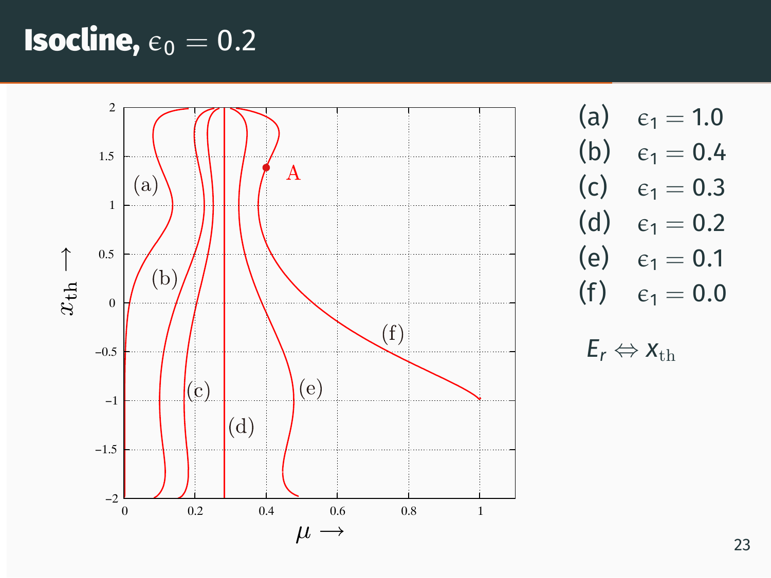# Isocline, $\epsilon_0 = 0.2$

(a) $\epsilon_1 = 1.0$

(b) $\epsilon_1 = 0.4$

(c) $\epsilon_1 = 0.3$

(d) $\epsilon_1 = 0.2$

(e) $\epsilon_1 = 0.1$

(f) $\epsilon_1 = 0.0$

$E_r \Leftrightarrow x_{\text{th}}$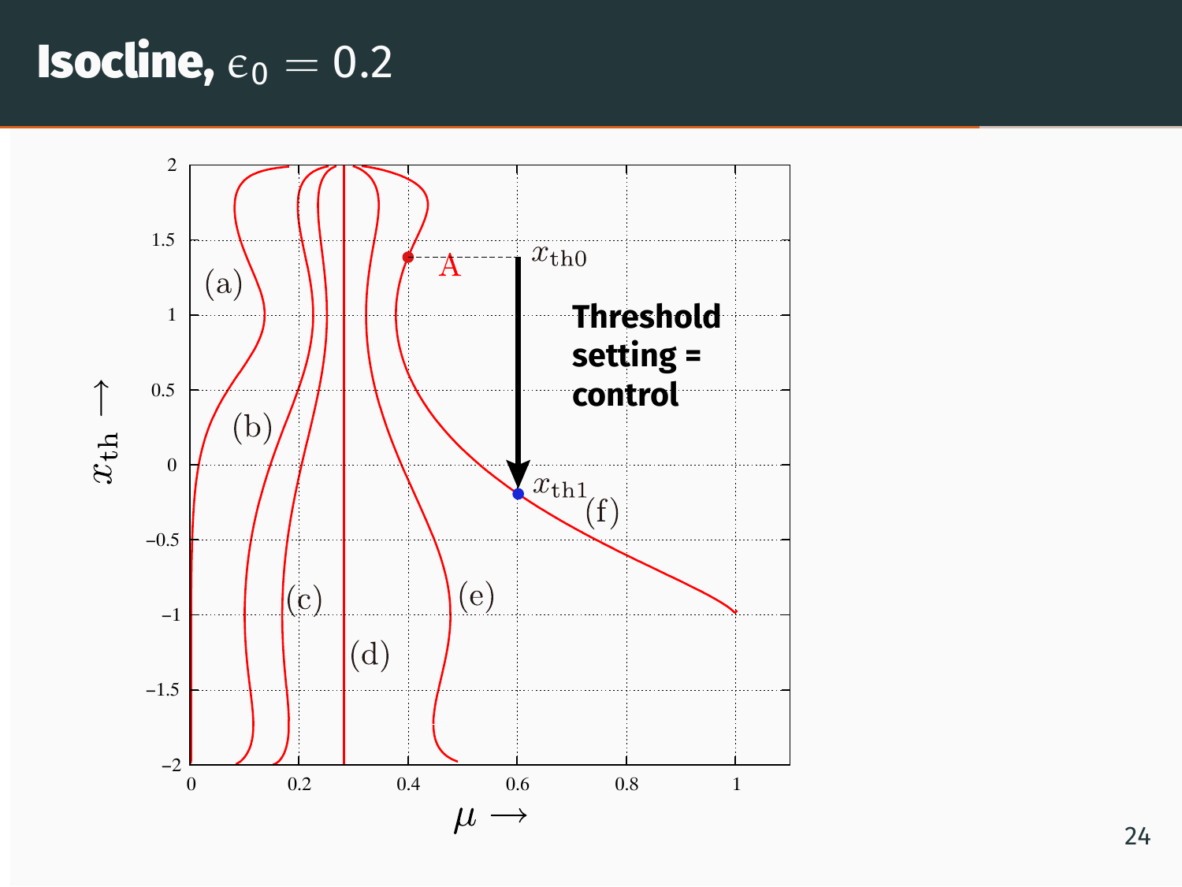# Isocline, $\epsilon_0 = 0.2$

$x_{\mathrm{th}} \longrightarrow$

$\mu \longrightarrow$

(a) (b) (c) (d) (e) (f)

A

$x_{\mathrm{th0}}$

$x_{\mathrm{th1}}$

**Threshold setting = control**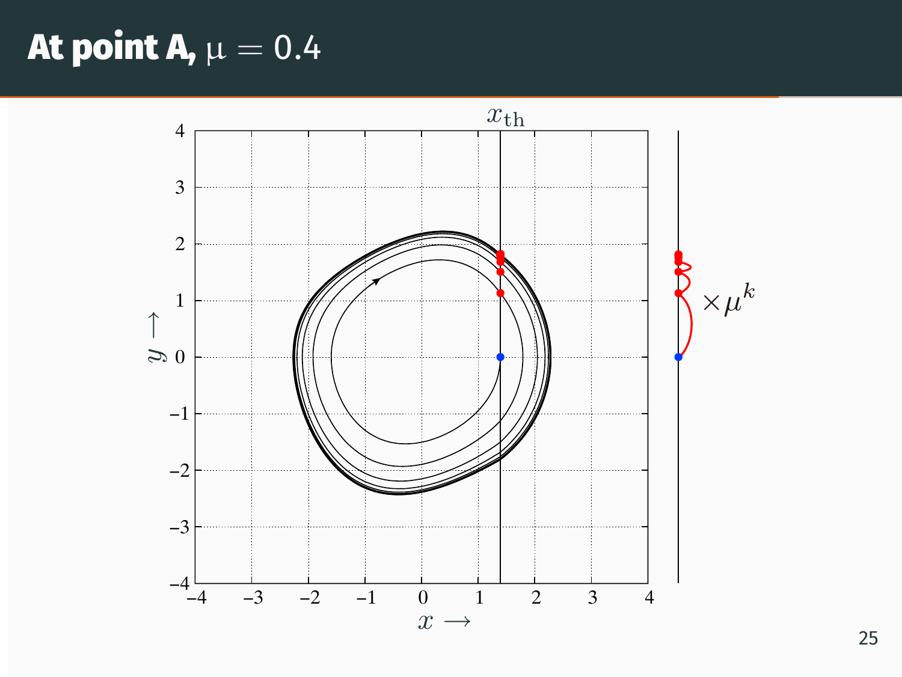# At point A, $\mu = 0.4$

$x_{\text{th}}$

$\times \mu^k$

$y \longrightarrow$

$x \longrightarrow$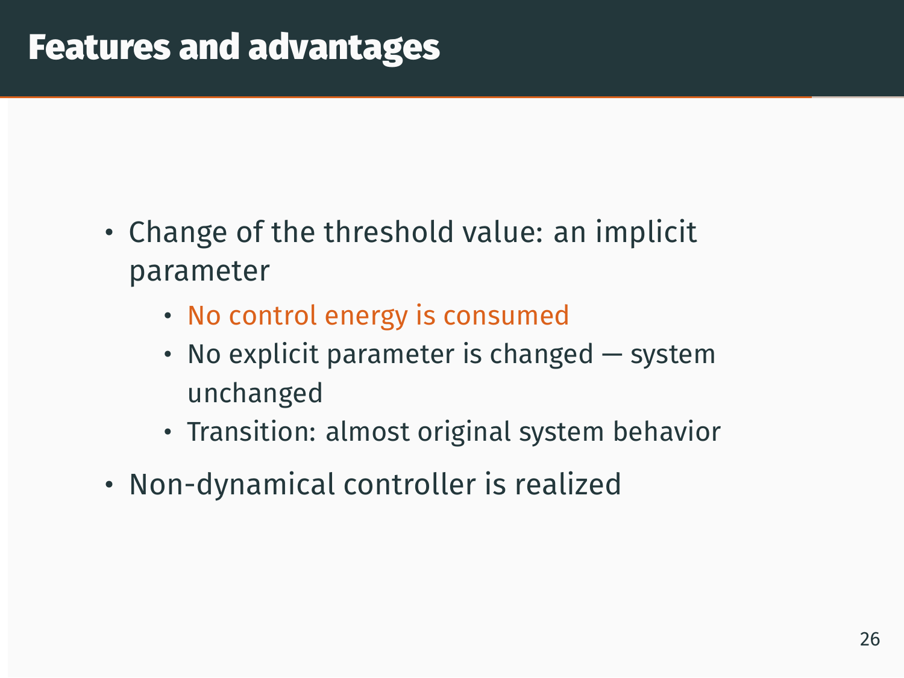# Features and advantages

- Change of the threshold value: an implicit parameter
    - No control energy is consumed
    - No explicit parameter is changed — system unchanged
    - Transition: almost original system behavior
- Non-dynamical controller is realized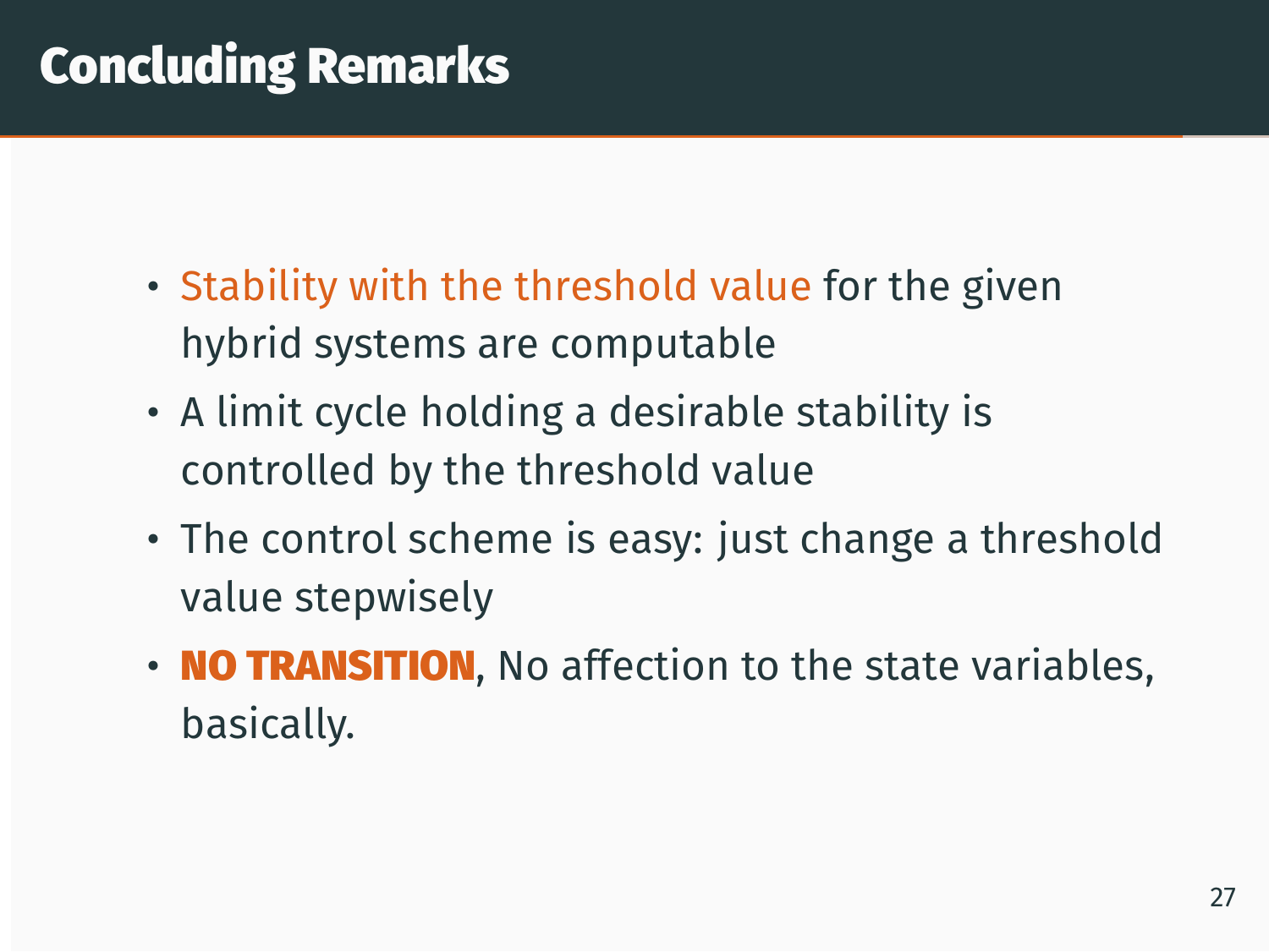# Concluding Remarks

- Stability with the threshold value for the given hybrid systems are computable
- A limit cycle holding a desirable stability is controlled by the threshold value
- The control scheme is easy: just change a threshold value stepwisely
- **NO TRANSITION**, No affection to the state variables, basically.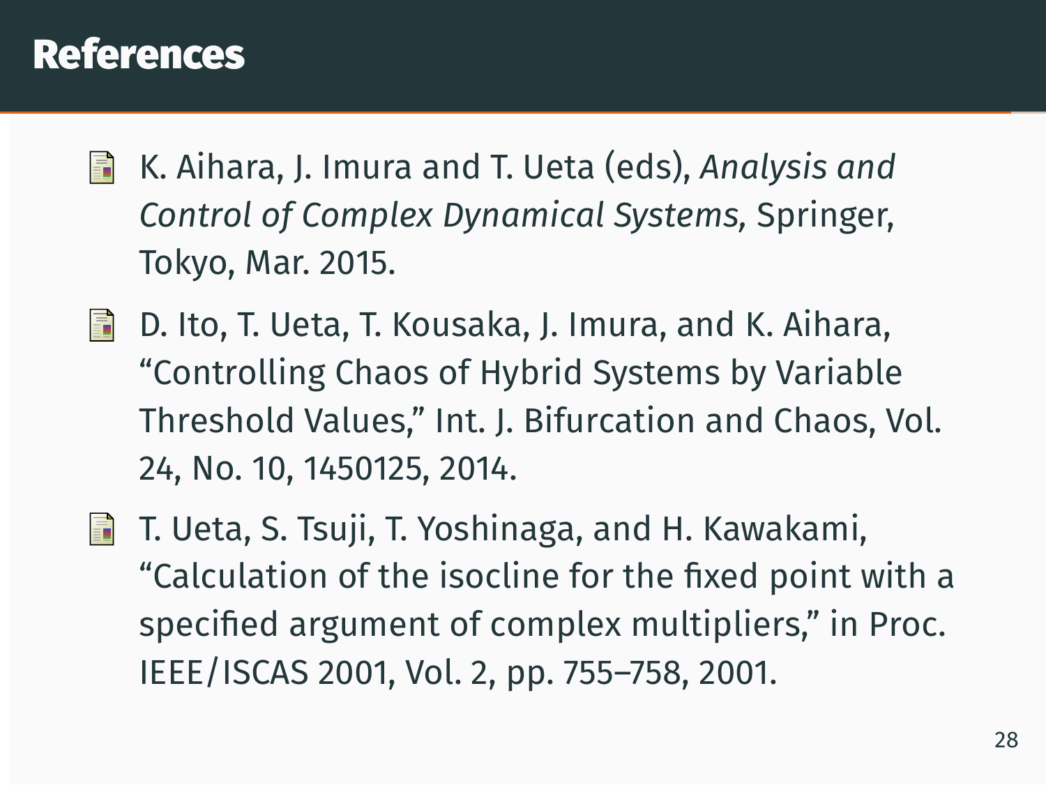# References

- K. Aihara, J. Imura and T. Ueta (eds), *Analysis and Control of Complex Dynamical Systems,* Springer, Tokyo, Mar. 2015.
- D. Ito, T. Ueta, T. Kousaka, J. Imura, and K. Aihara, "Controlling Chaos of Hybrid Systems by Variable Threshold Values," Int. J. Bifurcation and Chaos, Vol. 24, No. 10, 1450125, 2014.
- T. Ueta, S. Tsuji, T. Yoshinaga, and H. Kawakami, "Calculation of the isocline for the fixed point with a specified argument of complex multipliers," in Proc. IEEE/ISCAS 2001, Vol. 2, pp. 755–758, 2001.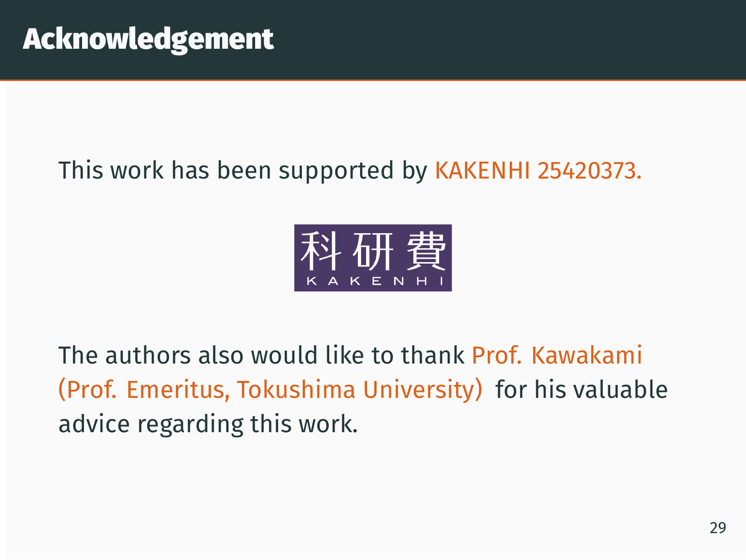# Acknowledgement

This work has been supported by KAKENHI 25420373.

科研費
KAKENHI

The authors also would like to thank Prof. Kawakami (Prof. Emeritus, Tokushima University) for his valuable advice regarding this work.